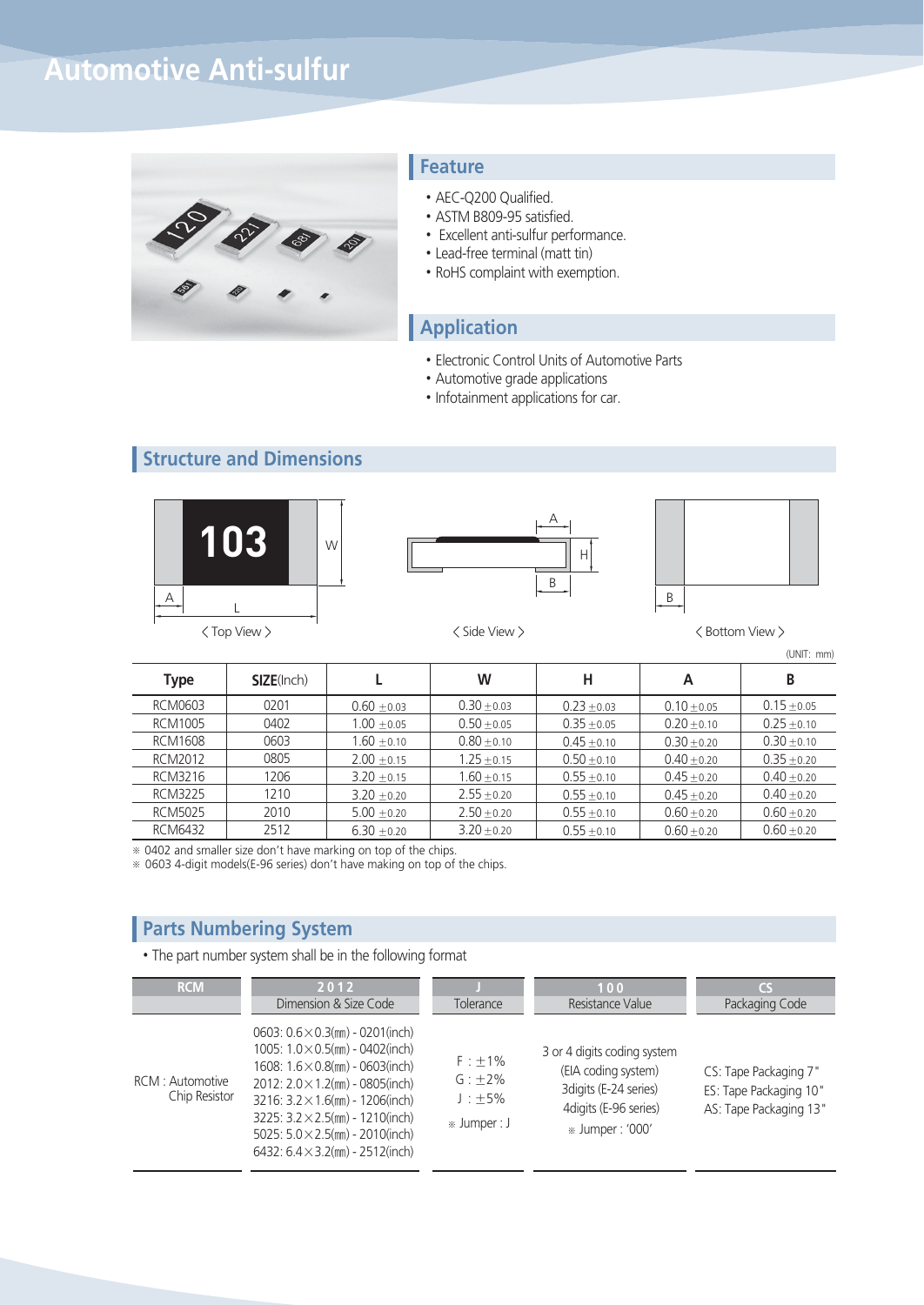# Automotive Anti-sulfur

## Feature

- AEC-Q200 Qualified.
- ASTM B809-95 satisfied.
- Excellent anti-sulfur performance.
- Lead-free terminal (matt tin)
- RoHS complaint with exemption.

## Application

- Electronic Control Units of Automotive Parts
- Automotive grade applications
- Infotainment applications for car.

## Structure and Dimensions

〈 Top View 〉 〈 Side View 〉 〈 Bottom View 〉

(UNIT: mm)

| Type | SIZE(Inch) | L | W | H | A | B |
|---|---|---|---|---|---|---|
| RCM0603 | 0201 | 0.60 ±0.03 | 0.30 ±0.03 | 0.23 ±0.03 | 0.10 ±0.05 | 0.15 ±0.05 |
| RCM1005 | 0402 | 1.00 ±0.05 | 0.50 ±0.05 | 0.35 ±0.05 | 0.20 ±0.10 | 0.25 ±0.10 |
| RCM1608 | 0603 | 1.60 ±0.10 | 0.80 ±0.10 | 0.45 ±0.10 | 0.30 ±0.20 | 0.30 ±0.10 |
| RCM2012 | 0805 | 2.00 ±0.15 | 1.25 ±0.15 | 0.50 ±0.10 | 0.40 ±0.20 | 0.35 ±0.20 |
| RCM3216 | 1206 | 3.20 ±0.15 | 1.60 ±0.15 | 0.55 ±0.10 | 0.45 ±0.20 | 0.40 ±0.20 |
| RCM3225 | 1210 | 3.20 ±0.20 | 2.55 ±0.20 | 0.55 ±0.10 | 0.45 ±0.20 | 0.40 ±0.20 |
| RCM5025 | 2010 | 5.00 ±0.20 | 2.50 ±0.20 | 0.55 ±0.10 | 0.60 ±0.20 | 0.60 ±0.20 |
| RCM6432 | 2512 | 6.30 ±0.20 | 3.20 ±0.20 | 0.55 ±0.10 | 0.60 ±0.20 | 0.60 ±0.20 |

※ 0402 and smaller size don't have marking on top of the chips.
※ 0603 4-digit models(E-96 series) don't have making on top of the chips.

## Parts Numbering System

- The part number system shall be in the following format

| RCM | 2012 | J | 100 | CS |
|---|---|---|---|---|
| | Dimension & Size Code | Tolerance | Resistance Value | Packaging Code |
| RCM : Automotive Chip Resistor | 0603: 0.6×0.3(㎜) - 0201(inch)<br>1005: 1.0×0.5(㎜) - 0402(inch)<br>1608: 1.6×0.8(㎜) - 0603(inch)<br>2012: 2.0×1.2(㎜) - 0805(inch)<br>3216: 3.2×1.6(㎜) - 1206(inch)<br>3225: 3.2×2.5(㎜) - 1210(inch)<br>5025: 5.0×2.5(㎜) - 2010(inch)<br>6432: 6.4×3.2(㎜) - 2512(inch) | F : ±1%<br>G : ±2%<br>J : ±5%<br>※ Jumper : J | 3 or 4 digits coding system<br>(EIA coding system)<br>3digits (E-24 series)<br>4digits (E-96 series)<br>※ Jumper : '000' | CS: Tape Packaging 7"<br>ES: Tape Packaging 10"<br>AS: Tape Packaging 13" |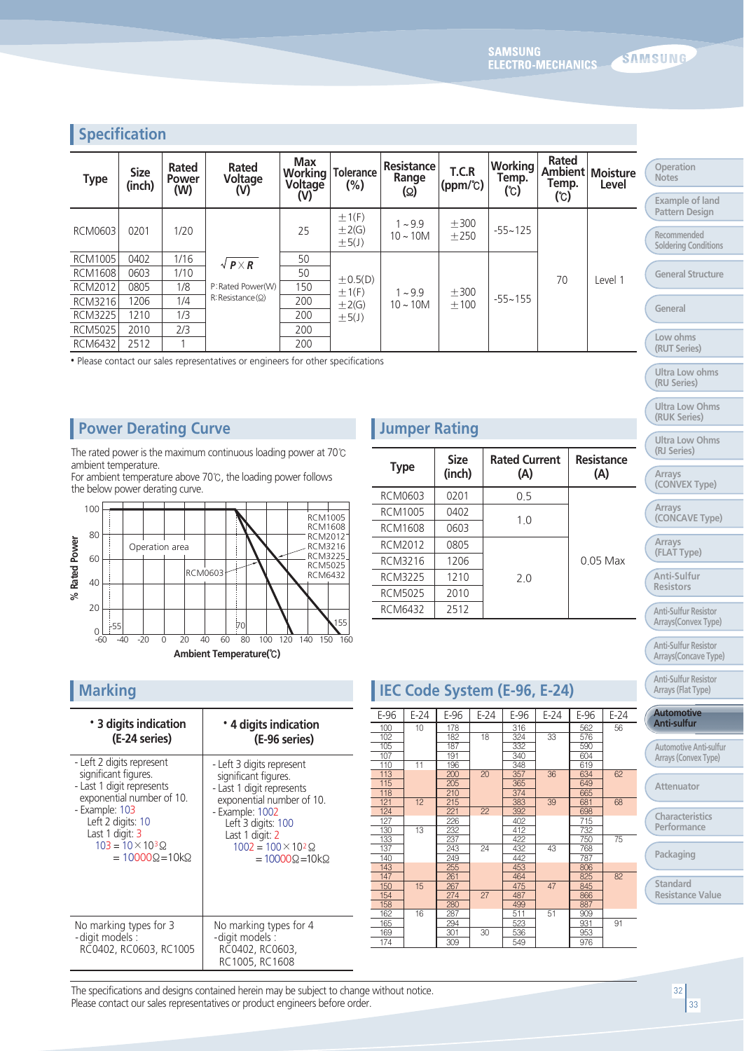## Specification

| Type | Size (inch) | Rated Power (W) | Rated Voltage (V) | Max Working Voltage (V) | Tolerance (%) | Resistance Range (Ω) | T.C.R (ppm/℃) | Working Temp. (℃) | Rated Ambient Temp. (℃) | Moisture Level |
|---|---|---|---|---|---|---|---|---|---|---|
| RCM0603 | 0201 | 1/20 | $\sqrt{P \times R}$ P: Rated Power(W) R: Resistance(Ω) | 25 | ±1(F) ±2(G) ±5(J) | 1 ~ 9.9 10 ~ 10M | ±300 ±250 | -55~125 | 70 | Level 1 |
| RCM1005 | 0402 | 1/16 | | 50 | ±0.5(D) ±1(F) ±2(G) ±5(J) | 1 ~ 9.9 10 ~ 10M | ±300 ±100 | -55~155 | | |
| RCM1608 | 0603 | 1/10 | | 50 | | | | | | |
| RCM2012 | 0805 | 1/8 | | 150 | | | | | | |
| RCM3216 | 1206 | 1/4 | | 200 | | | | | | |
| RCM3225 | 1210 | 1/3 | | 200 | | | | | | |
| RCM5025 | 2010 | 2/3 | | 200 | | | | | | |
| RCM6432 | 2512 | 1 | | 200 | | | | | | |

• Please contact our sales representatives or engineers for other specifications

## Power Derating Curve

The rated power is the maximum continuous loading power at 70℃ ambient temperature.
For ambient temperature above 70℃, the loading power follows the below power derating curve.

## Jumper Rating

| Type | Size (inch) | Rated Current (A) | Resistance (A) |
|---|---|---|---|
| RCM0603 | 0201 | 0.5 | 0.05 Max |
| RCM1005 | 0402 | 1.0 | |
| RCM1608 | 0603 | | |
| RCM2012 | 0805 | 2.0 | |
| RCM3216 | 1206 | | |
| RCM3225 | 1210 | | |
| RCM5025 | 2010 | | |
| RCM6432 | 2512 | | |

## Marking

| • 3 digits indication (E-24 series) | • 4 digits indication (E-96 series) |
|---|---|
| - Left 2 digits represent significant figures. - Last 1 digit represents exponential number of 10. - Example: 103 Left 2 digits: 10 Last 1 digit: 3 103 = 10×10³Ω = 10000Ω=10kΩ | - Left 3 digits represent significant figures. - Last 1 digit represents exponential number of 10. - Example: 1002 Left 3 digits: 100 Last 1 digit: 2 1002 = 100×10²Ω = 10000Ω=10kΩ |
| No marking types for 3 -digit models : RC0402, RC0603, RC1005 | No marking types for 4 -digit models : RC0402, RC0603, RC1005, RC1608 |

## IEC Code System (E-96, E-24)

| E-96 | E-24 | E-96 | E-24 | E-96 | E-24 | E-96 | E-24 |
|---|---|---|---|---|---|---|---|
| 100 | 10 | 178 | | 316 | | 562 | 56 |
| 102 | | 182 | 18 | 324 | 33 | 576 | |
| 105 | | 187 | | 332 | | 590 | |
| 107 | | 191 | | 340 | | 604 | |
| 110 | 11 | 196 | | 348 | | 619 | |
| 113 | | 200 | 20 | 357 | 36 | 634 | 62 |
| 115 | | 205 | | 365 | | 649 | |
| 118 | | 210 | | 374 | | 665 | |
| 121 | 12 | 215 | | 383 | 39 | 681 | 68 |
| 124 | | 221 | 22 | 392 | | 698 | |
| 127 | | 226 | | 402 | | 715 | |
| 130 | 13 | 232 | | 412 | | 732 | |
| 133 | | 237 | | 422 | | 750 | 75 |
| 137 | | 243 | 24 | 432 | 43 | 768 | |
| 140 | | 249 | | 442 | | 787 | |
| 143 | | 255 | | 453 | | 806 | |
| 147 | | 261 | | 464 | | 825 | 82 |
| 150 | 15 | 267 | | 475 | 47 | 845 | |
| 154 | | 274 | 27 | 487 | | 866 | |
| 158 | | 280 | | 499 | | 887 | |
| 162 | 16 | 287 | | 511 | 51 | 909 | |
| 165 | | 294 | | 523 | | 931 | 91 |
| 169 | | 301 | 30 | 536 | | 953 | |
| 174 | | 309 | | 549 | | 976 | |

The specifications and designs contained herein may be subject to change without notice.
Please contact our sales representatives or product engineers before order.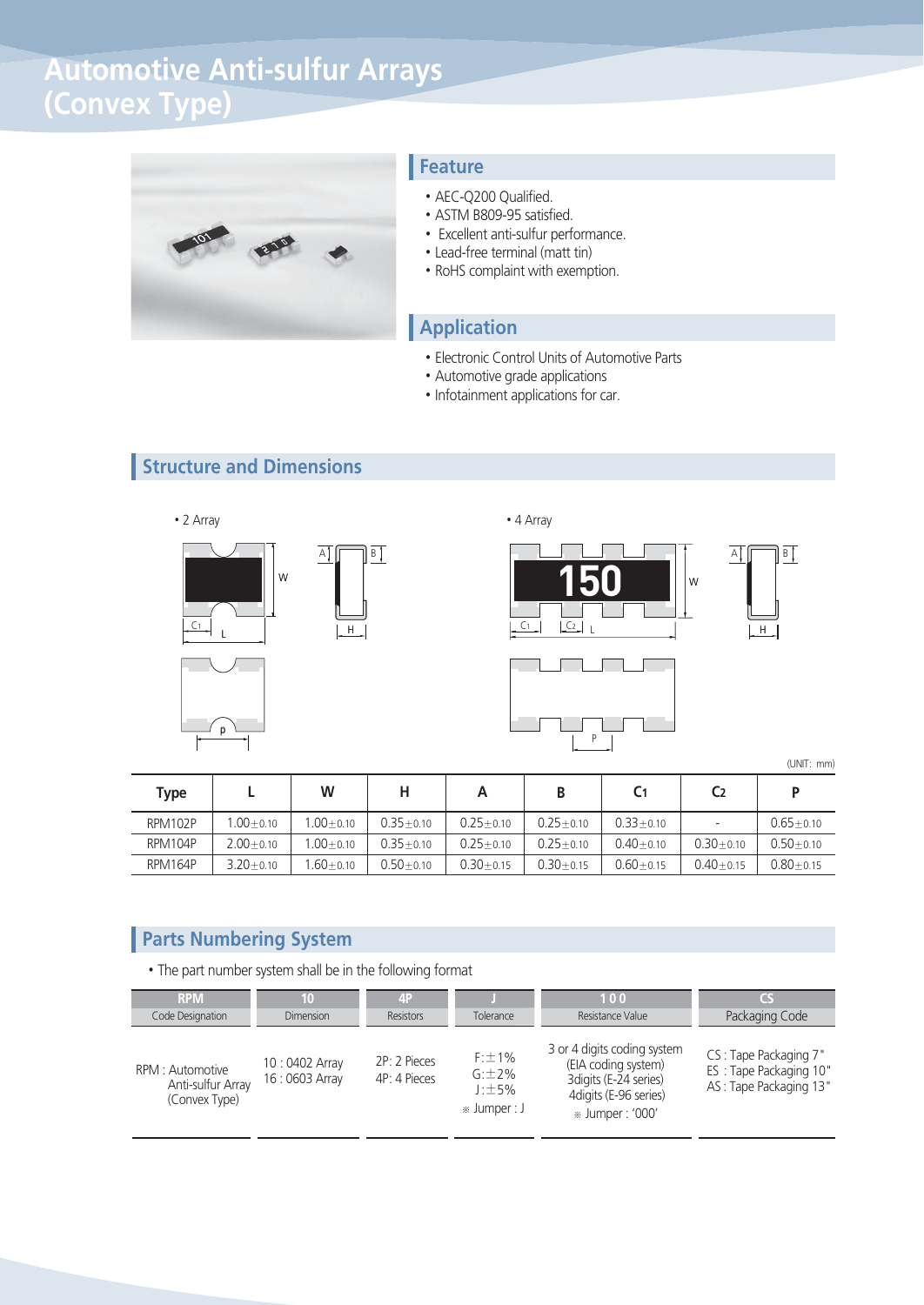# Automotive Anti-sulfur Arrays (Convex Type)

## Feature

- AEC-Q200 Qualified.
- ASTM B809-95 satisfied.
- Excellent anti-sulfur performance.
- Lead-free terminal (matt tin)
- RoHS complaint with exemption.

## Application

- Electronic Control Units of Automotive Parts
- Automotive grade applications
- Infotainment applications for car.

## Structure and Dimensions

- 2 Array
- 4 Array

(UNIT: mm)

| Type | L | W | H | A | B | $C_1$ | $C_2$ | P |
|---|---|---|---|---|---|---|---|---|
| RPM102P | 1.00±0.10 | 1.00±0.10 | 0.35±0.10 | 0.25±0.10 | 0.25±0.10 | 0.33±0.10 | - | 0.65±0.10 |
| RPM104P | 2.00±0.10 | 1.00±0.10 | 0.35±0.10 | 0.25±0.10 | 0.25±0.10 | 0.40±0.10 | 0.30±0.10 | 0.50±0.10 |
| RPM164P | 3.20±0.10 | 1.60±0.10 | 0.50±0.10 | 0.30±0.15 | 0.30±0.15 | 0.60±0.15 | 0.40±0.15 | 0.80±0.15 |

## Parts Numbering System

- The part number system shall be in the following format

| RPM | 10 | 4P | J | 100 | CS |
|---|---|---|---|---|---|
| Code Designation | Dimension | Resistors | Tolerance | Resistance Value | Packaging Code |
| RPM : Automotive Anti-sulfur Array (Convex Type) | 10 : 0402 Array<br>16 : 0603 Array | 2P: 2 Pieces<br>4P: 4 Pieces | F:±1%<br>G:±2%<br>J:±5%<br>※ Jumper : J | 3 or 4 digits coding system (EIA coding system)<br>3digits (E-24 series)<br>4digits (E-96 series)<br>※ Jumper : '000' | CS : Tape Packaging 7"<br>ES : Tape Packaging 10"<br>AS : Tape Packaging 13" |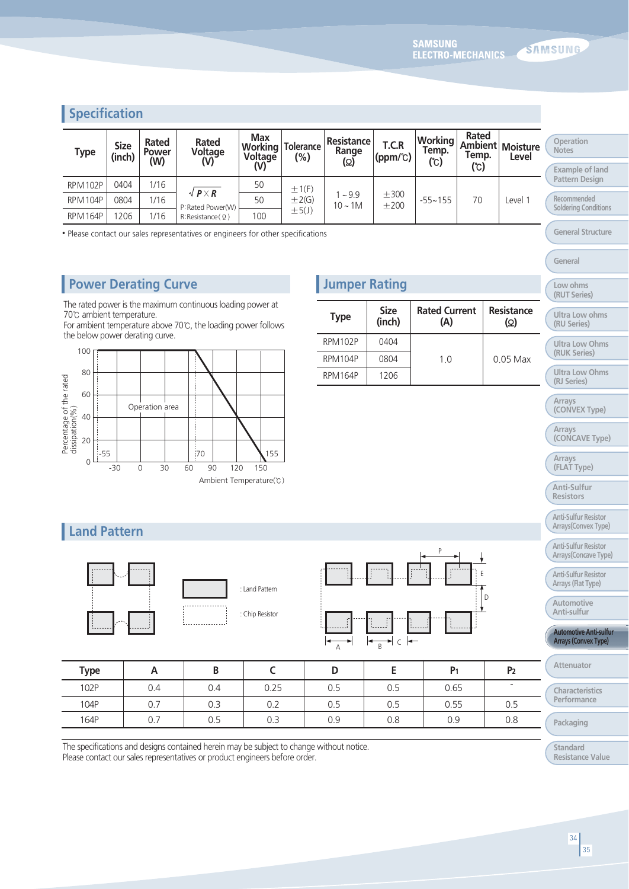## Specification

| Type | Size (inch) | Rated Power (W) | Rated Voltage (V) | Max Working Voltage (V) | Tolerance (%) | Resistance Range (Ω) | T.C.R (ppm/℃) | Working Temp. (℃) | Rated Ambient Temp. (℃) | Moisture Level |
|---|---|---|---|---|---|---|---|---|---|---|
| RPM102P | 0404 | 1/16 | $\sqrt{P \times R}$<br>P:Rated Power(W)<br>R:Resistance(Ω) | 50 | ±1(F)<br>±2(G)<br>±5(J) | 1 ~ 9.9<br>10 ~ 1M | ±300<br>±200 | -55~155 | 70 | Level 1 |
| RPM104P | 0804 | 1/16 | | 50 | | | | | | |
| RPM164P | 1206 | 1/16 | | 100 | | | | | | |

• Please contact our sales representatives or engineers for other specifications

## Power Derating Curve

The rated power is the maximum continuous loading power at 70℃ ambient temperature.
For ambient temperature above 70℃, the loading power follows the below power derating curve.

## Jumper Rating

| Type | Size (inch) | Rated Current (A) | Resistance (Ω) |
|---|---|---|---|
| RPM102P | 0404 | 1.0 | 0.05 Max |
| RPM104P | 0804 | | |
| RPM164P | 1206 | | |

## Land Pattern

: Land Pattern

: Chip Resistor

| Type | A | B | C | D | E | $P_1$ | $P_2$ |
|---|---|---|---|---|---|---|---|
| 102P | 0.4 | 0.4 | 0.25 | 0.5 | 0.5 | 0.65 | - |
| 104P | 0.7 | 0.3 | 0.2 | 0.5 | 0.5 | 0.55 | 0.5 |
| 164P | 0.7 | 0.5 | 0.3 | 0.9 | 0.8 | 0.9 | 0.8 |

The specifications and designs contained herein may be subject to change without notice.
Please contact our sales representatives or product engineers before order.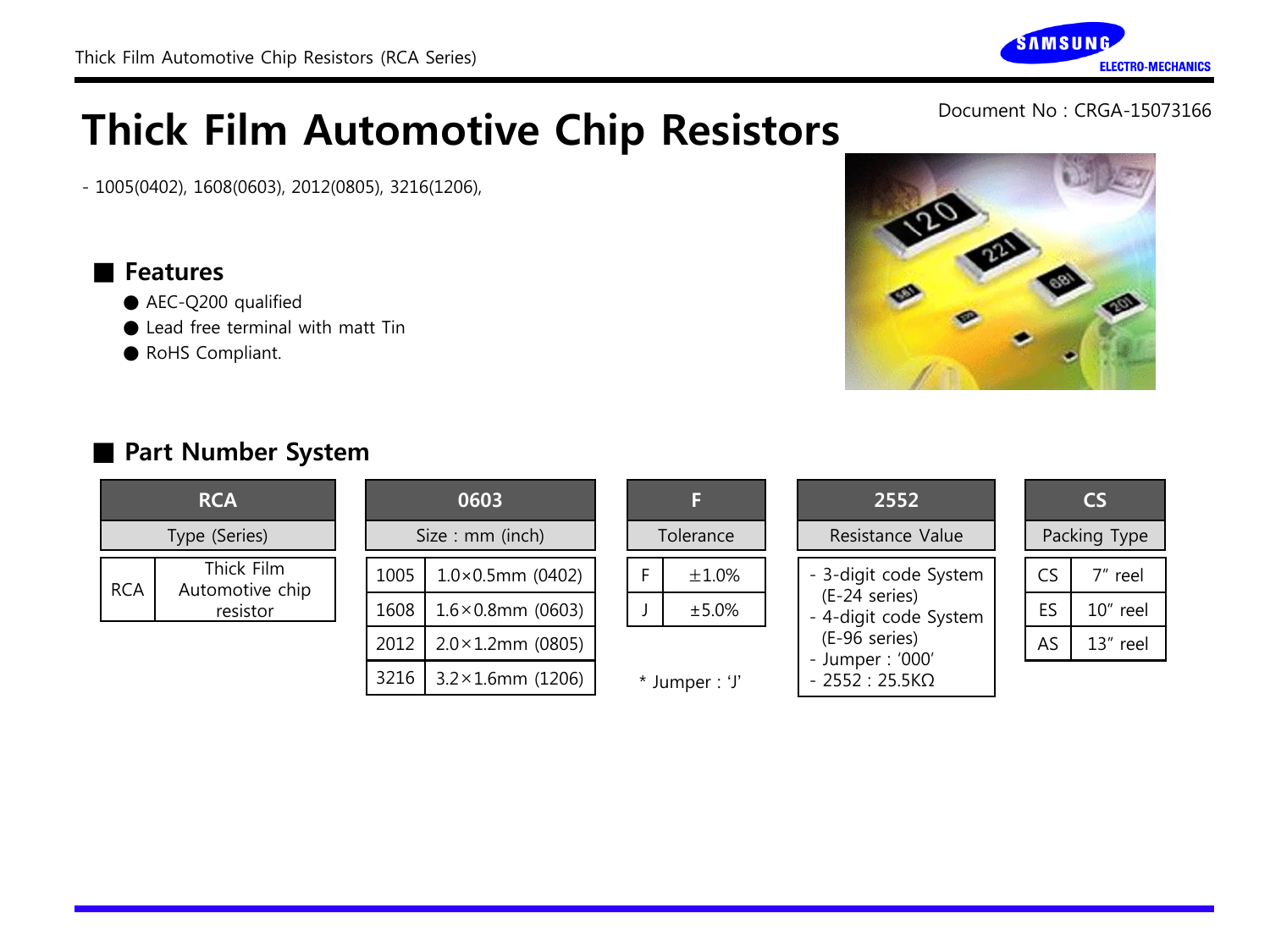# Thick Film Automotive Chip Resistors

Document No : CRGA-15073166

- 1005(0402), 1608(0603), 2012(0805), 3216(1206),

## ■ Features

- ● AEC-Q200 qualified
- ● Lead free terminal with matt Tin
- ● RoHS Compliant.

## ■ Part Number System

| RCA | |
|---|---|
| Type (Series) | |
| RCA | Thick Film Automotive chip resistor |

| 0603 | |
|---|---|
| Size : mm (inch) | |
| 1005 | 1.0×0.5mm (0402) |
| 1608 | 1.6×0.8mm (0603) |
| 2012 | 2.0×1.2mm (0805) |
| 3216 | 3.2×1.6mm (1206) |

| F | |
|---|---|
| Tolerance | |
| F | ±1.0% |
| J | ±5.0% |

* Jumper : 'J'

| 2552 |
|---|
| Resistance Value |
| - 3-digit code System (E-24 series)<br>- 4-digit code System (E-96 series)<br>- Jumper : '000'<br>- 2552 : 25.5KΩ |

| CS | |
|---|---|
| Packing Type | |
| CS | 7" reel |
| ES | 10" reel |
| AS | 13" reel |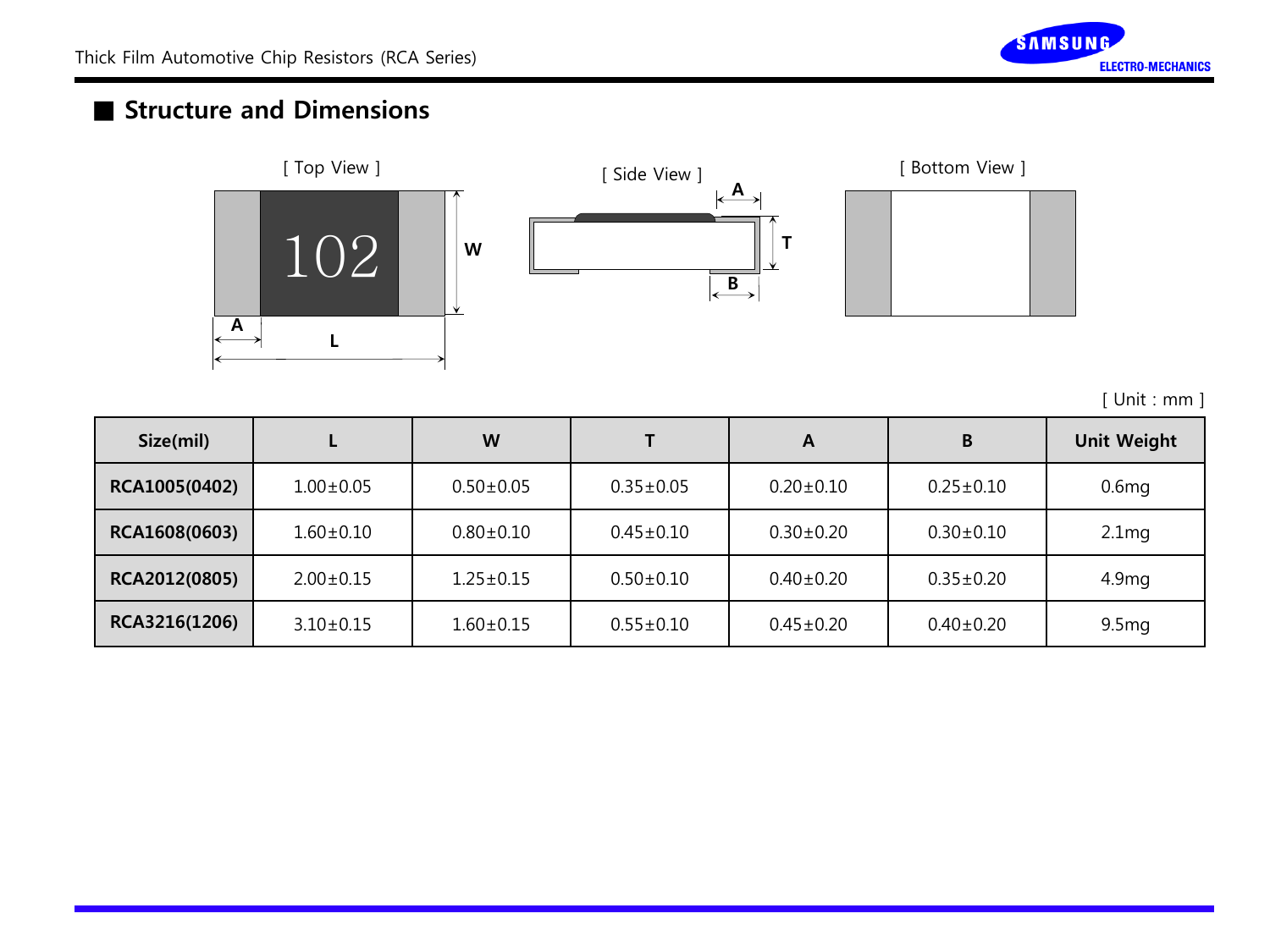## Structure and Dimensions

[ Top View ]

[ Side View ]

[ Bottom View ]

[ Unit : mm ]

| Size(mil) | L | W | T | A | B | Unit Weight |
|---|---|---|---|---|---|---|
| **RCA1005(0402)** | 1.00±0.05 | 0.50±0.05 | 0.35±0.05 | 0.20±0.10 | 0.25±0.10 | 0.6mg |
| **RCA1608(0603)** | 1.60±0.10 | 0.80±0.10 | 0.45±0.10 | 0.30±0.20 | 0.30±0.10 | 2.1mg |
| **RCA2012(0805)** | 2.00±0.15 | 1.25±0.15 | 0.50±0.10 | 0.40±0.20 | 0.35±0.20 | 4.9mg |
| **RCA3216(1206)** | 3.10±0.15 | 1.60±0.15 | 0.55±0.10 | 0.45±0.20 | 0.40±0.20 | 9.5mg |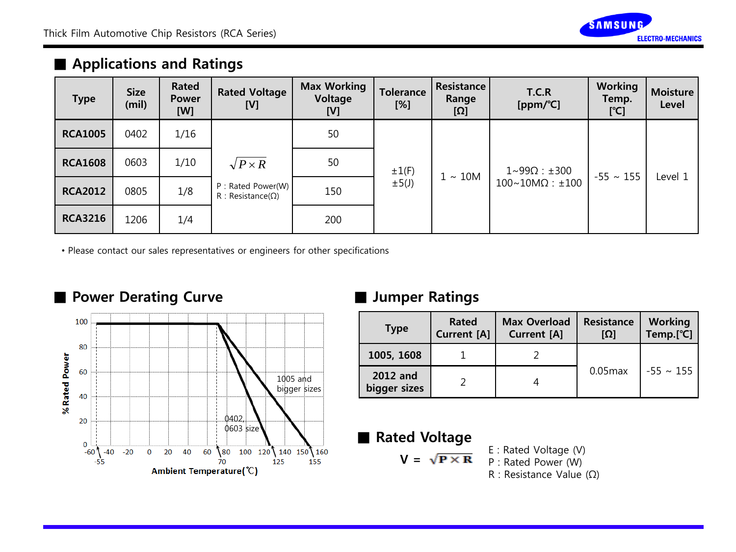## Applications and Ratings

| Type | Size (mil) | Rated Power [W] | Rated Voltage [V] | Max Working Voltage [V] | Tolerance [%] | Resistance Range [Ω] | T.C.R [ppm/℃] | Working Temp. [℃] | Moisture Level |
|---|---|---|---|---|---|---|---|---|---|
| **RCA1005** | 0402 | 1/16 | $\sqrt{P \times R}$ <br> P : Rated Power(W) <br> R : Resistance(Ω) | 50 | ±1(F) <br> ±5(J) | 1 ~ 10M | 1~99Ω : ±300 <br> 100~10MΩ : ±100 | -55 ~ 155 | Level 1 |
| **RCA1608** | 0603 | 1/10 | | 50 | | | | | |
| **RCA2012** | 0805 | 1/8 | | 150 | | | | | |
| **RCA3216** | 1206 | 1/4 | | 200 | | | | | |

• Please contact our sales representatives or engineers for other specifications

## Power Derating Curve

% Rated Power (0–100) vs. Ambient Temperature(℃) (-60 to 160). Curves: 0402, 0603 size (100% up to 70℃, derating to 0% at 125℃); 1005 and bigger sizes (100% up to 70℃, derating to 0% at 155℃). Lower limit -55℃.

## Jumper Ratings

| Type | Rated Current [A] | Max Overload Current [A] | Resistance [Ω] | Working Temp.[℃] |
|---|---|---|---|---|
| **1005, 1608** | 1 | 2 | 0.05max | -55 ~ 155 |
| **2012 and bigger sizes** | 2 | 4 | | |

## Rated Voltage

$$V = \sqrt{P \times R}$$

E : Rated Voltage (V)
P : Rated Power (W)
R : Resistance Value (Ω)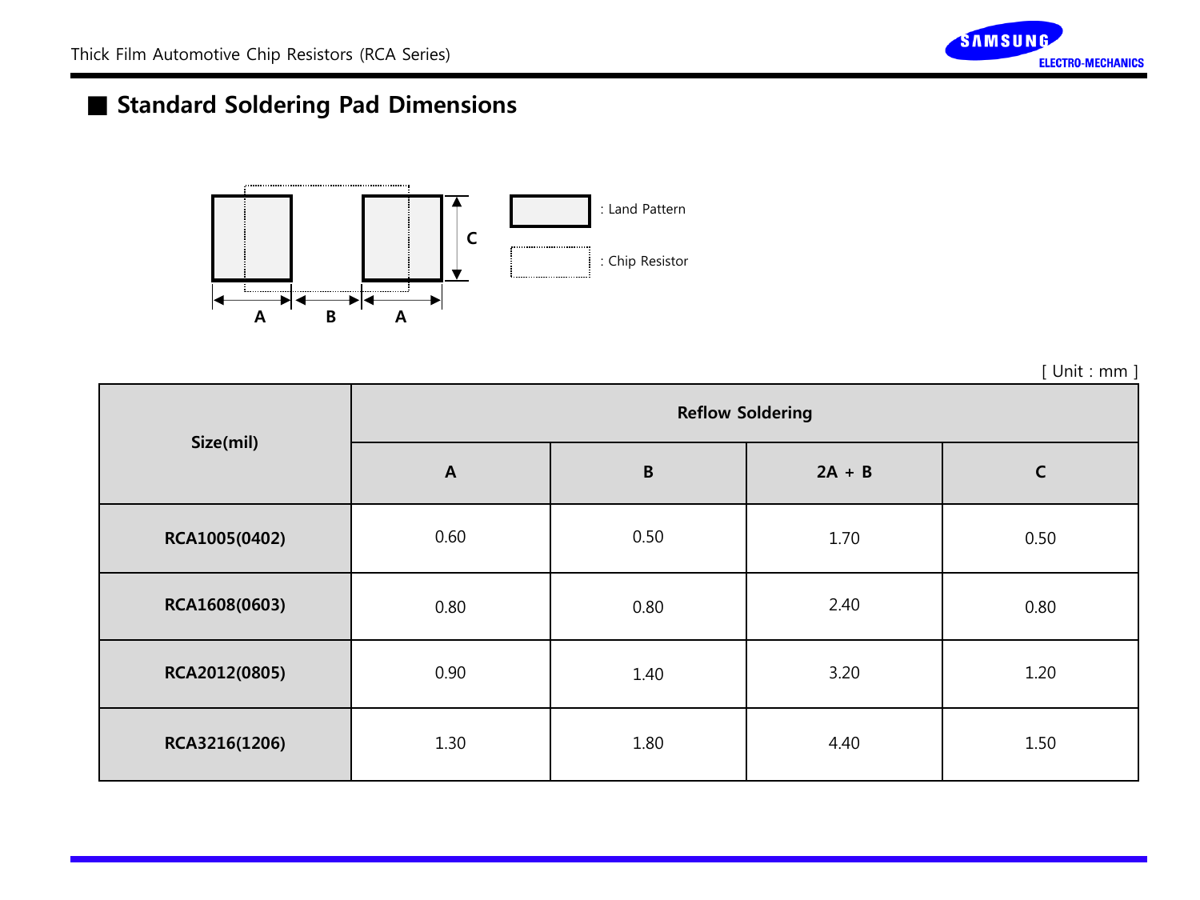## Standard Soldering Pad Dimensions

: Land Pattern

: Chip Resistor

[ Unit : mm ]

| Size(mil) | Reflow Soldering | | | |
|---|---|---|---|---|
| | A | B | 2A + B | C |
| RCA1005(0402) | 0.60 | 0.50 | 1.70 | 0.50 |
| RCA1608(0603) | 0.80 | 0.80 | 2.40 | 0.80 |
| RCA2012(0805) | 0.90 | 1.40 | 3.20 | 1.20 |
| RCA3216(1206) | 1.30 | 1.80 | 4.40 | 1.50 |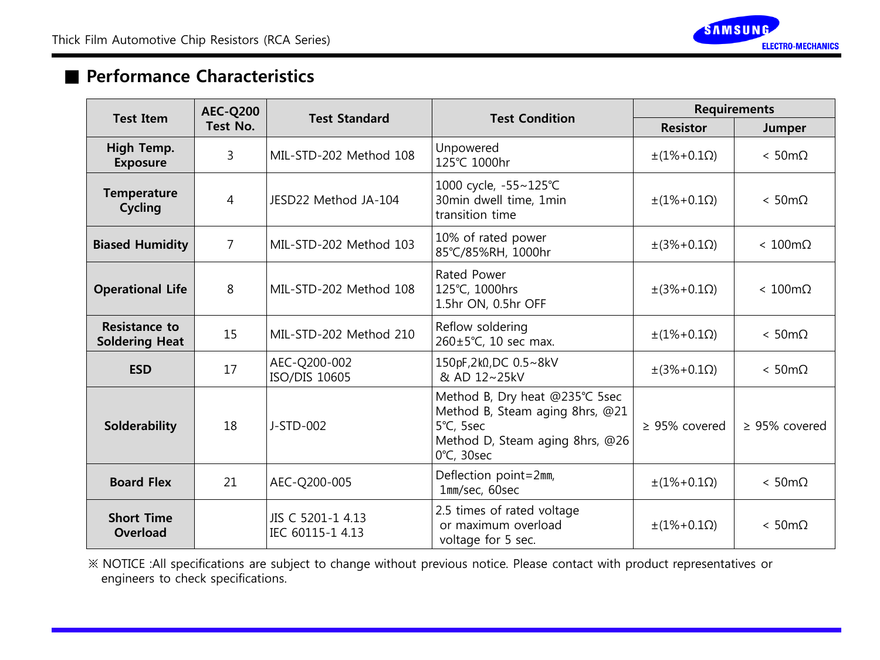## ■ Performance Characteristics

| Test Item | AEC-Q200 Test No. | Test Standard | Test Condition | Requirements | |
|---|---|---|---|---|---|
| | | | | Resistor | Jumper |
| **High Temp. Exposure** | 3 | MIL-STD-202 Method 108 | Unpowered<br>125℃ 1000hr | ±(1%+0.1Ω) | < 50mΩ |
| **Temperature Cycling** | 4 | JESD22 Method JA-104 | 1000 cycle, -55~125℃<br>30min dwell time, 1min transition time | ±(1%+0.1Ω) | < 50mΩ |
| **Biased Humidity** | 7 | MIL-STD-202 Method 103 | 10% of rated power<br>85℃/85%RH, 1000hr | ±(3%+0.1Ω) | < 100mΩ |
| **Operational Life** | 8 | MIL-STD-202 Method 108 | Rated Power<br>125℃, 1000hrs<br>1.5hr ON, 0.5hr OFF | ±(3%+0.1Ω) | < 100mΩ |
| **Resistance to Soldering Heat** | 15 | MIL-STD-202 Method 210 | Reflow soldering<br>260±5℃, 10 sec max. | ±(1%+0.1Ω) | < 50mΩ |
| **ESD** | 17 | AEC-Q200-002<br>ISO/DIS 10605 | 150pF,2kΩ,DC 0.5~8kV<br>& AD 12~25kV | ±(3%+0.1Ω) | < 50mΩ |
| **Solderability** | 18 | J-STD-002 | Method B, Dry heat @235℃ 5sec<br>Method B, Steam aging 8hrs, @215℃, 5sec<br>Method D, Steam aging 8hrs, @260℃, 30sec | ≥ 95% covered | ≥ 95% covered |
| **Board Flex** | 21 | AEC-Q200-005 | Deflection point=2mm,<br>1mm/sec, 60sec | ±(1%+0.1Ω) | < 50mΩ |
| **Short Time Overload** | | JIS C 5201-1 4.13<br>IEC 60115-1 4.13 | 2.5 times of rated voltage or maximum overload voltage for 5 sec. | ±(1%+0.1Ω) | < 50mΩ |

※ NOTICE :All specifications are subject to change without previous notice. Please contact with product representatives or engineers to check specifications.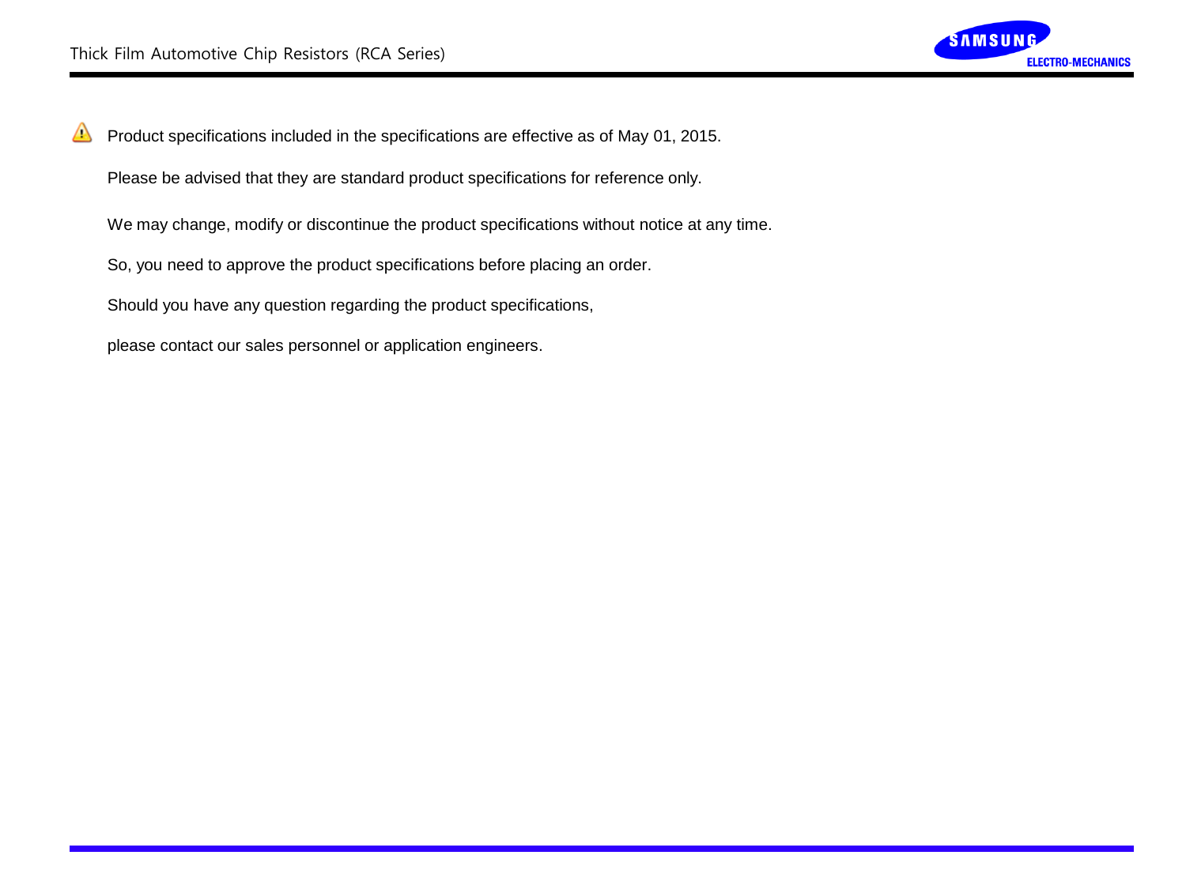⚠ Product specifications included in the specifications are effective as of May 01, 2015.

Please be advised that they are standard product specifications for reference only.

We may change, modify or discontinue the product specifications without notice at any time.

So, you need to approve the product specifications before placing an order.

Should you have any question regarding the product specifications,

please contact our sales personnel or application engineers.